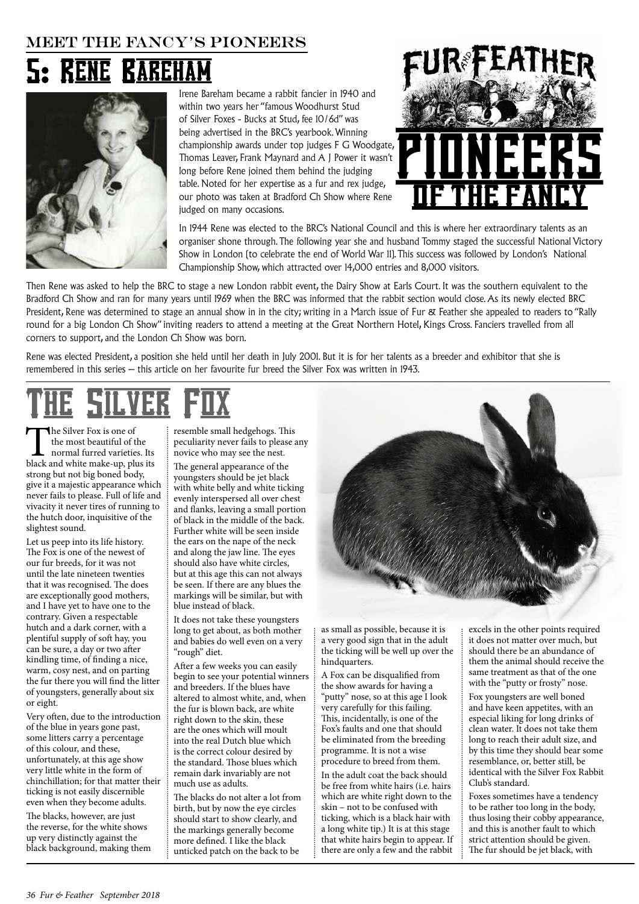MEET THE FANCY'S PIONEERS

# 5: Rene Bareham

Irene Bareham became a rabbit fancier in 1940 and within two years her "famous Woodhurst Stud of Silver Foxes - Bucks at Stud, fee 10/6d" was being advertised in the BRC's yearbook. Winning championship awards under top judges F G Woodgate, Thomas Leaver, Frank Maynard and A J Power it wasn't long before Rene joined them behind the judging table. Noted for her expertise as a fur and rex judge, our photo was taken at Bradford Ch Show where Rene judged on many occasions.

FUR AND FEATHER PIONEERS OF THE FANCY

In 1944 Rene was elected to the BRC's National Council and this is where her extraordinary talents as an organiser shone through. The following year she and husband Tommy staged the successful National Victory Show in London (to celebrate the end of World War II). This success was followed by London's National Championship Show, which attracted over 14,000 entries and 8,000 visitors.

Then Rene was asked to help the BRC to stage a new London rabbit event, the Dairy Show at Earls Court. It was the southern equivalent to the Bradford Ch Show and ran for many years until 1969 when the BRC was informed that the rabbit section would close. As its newly elected BRC President, Rene was determined to stage an annual show in in the city; writing in a March issue of Fur & Feather she appealed to readers to "Rally round for a big London Ch Show" inviting readers to attend a meeting at the Great Northern Hotel, Kings Cross. Fanciers travelled from all corners to support, and the London Ch Show was born.

Rene was elected President, a position she held until her death in July 2001. But it is for her talents as a breeder and exhibitor that she is remembered in this series – this article on her favourite fur breed the Silver Fox was written in 1943.

## The Silver Fox

The Silver Fox is one of the most beautiful of the normal furred varieties. Its black and white make-up, plus its strong but not big boned body, give it a majestic appearance which never fails to please. Full of life and vivacity it never tires of running to the hutch door, inquisitive of the slightest sound.

Let us peep into its life history. The Fox is one of the newest of our fur breeds, for it was not until the late nineteen twenties that it was recognised. The does are exceptionally good mothers, and I have yet to have one to the contrary. Given a respectable hutch and a dark corner, with a plentiful supply of soft hay, you can be sure, a day or two after kindling time, of finding a nice, warm, cosy nest, and on parting the fur there you will find the litter of youngsters, generally about six or eight.

Very often, due to the introduction of the blue in years gone past, some litters carry a percentage of this colour, and these, unfortunately, at this age show very little white in the form of chinchillation; for that matter their ticking is not easily discernible even when they become adults.

The blacks, however, are just the reverse, for the white shows up very distinctly against the black background, making them resemble small hedgehogs. This peculiarity never fails to please any novice who may see the nest.

The general appearance of the youngsters should be jet black with white belly and white ticking evenly interspersed all over chest and flanks, leaving a small portion of black in the middle of the back. Further white will be seen inside the ears on the nape of the neck and along the jaw line. The eyes should also have white circles, but at this age this can not always be seen. If there are any blues the markings will be similar, but with blue instead of black.

It does not take these youngsters long to get about, as both mother and babies do well even on a very "rough" diet.

After a few weeks you can easily begin to see your potential winners and breeders. If the blues have altered to almost white, and, when the fur is blown back, are white right down to the skin, these are the ones which will moult into the real Dutch blue which is the correct colour desired by the standard. Those blues which remain dark invariably are not much use as adults.

The blacks do not alter a lot from birth, but by now the eye circles should start to show clearly, and the markings generally become more defined. I like the black unticked patch on the back to be as small as possible, because it is a very good sign that in the adult the ticking will be well up over the hindquarters.

A Fox can be disqualified from the show awards for having a "putty" nose, so at this age I look very carefully for this failing. This, incidentally, is one of the Fox's faults and one that should be eliminated from the breeding programme. It is not a wise procedure to breed from them.

In the adult coat the back should be free from white hairs (i.e. hairs which are white right down to the skin – not to be confused with ticking, which is a black hair with a long white tip.) It is at this stage that white hairs begin to appear. If there are only a few and the rabbit excels in the other points required it does not matter over much, but should there be an abundance of them the animal should receive the same treatment as that of the one with the "putty or frosty" nose.

Fox youngsters are well boned and have keen appetites, with an especial liking for long drinks of clean water. It does not take them long to reach their adult size, and by this time they should bear some resemblance, or, better still, be identical with the Silver Fox Rabbit Club's standard.

Foxes sometimes have a tendency to be rather too long in the body, thus losing their cobby appearance, and this is another fault to which strict attention should be given. The fur should be jet black, with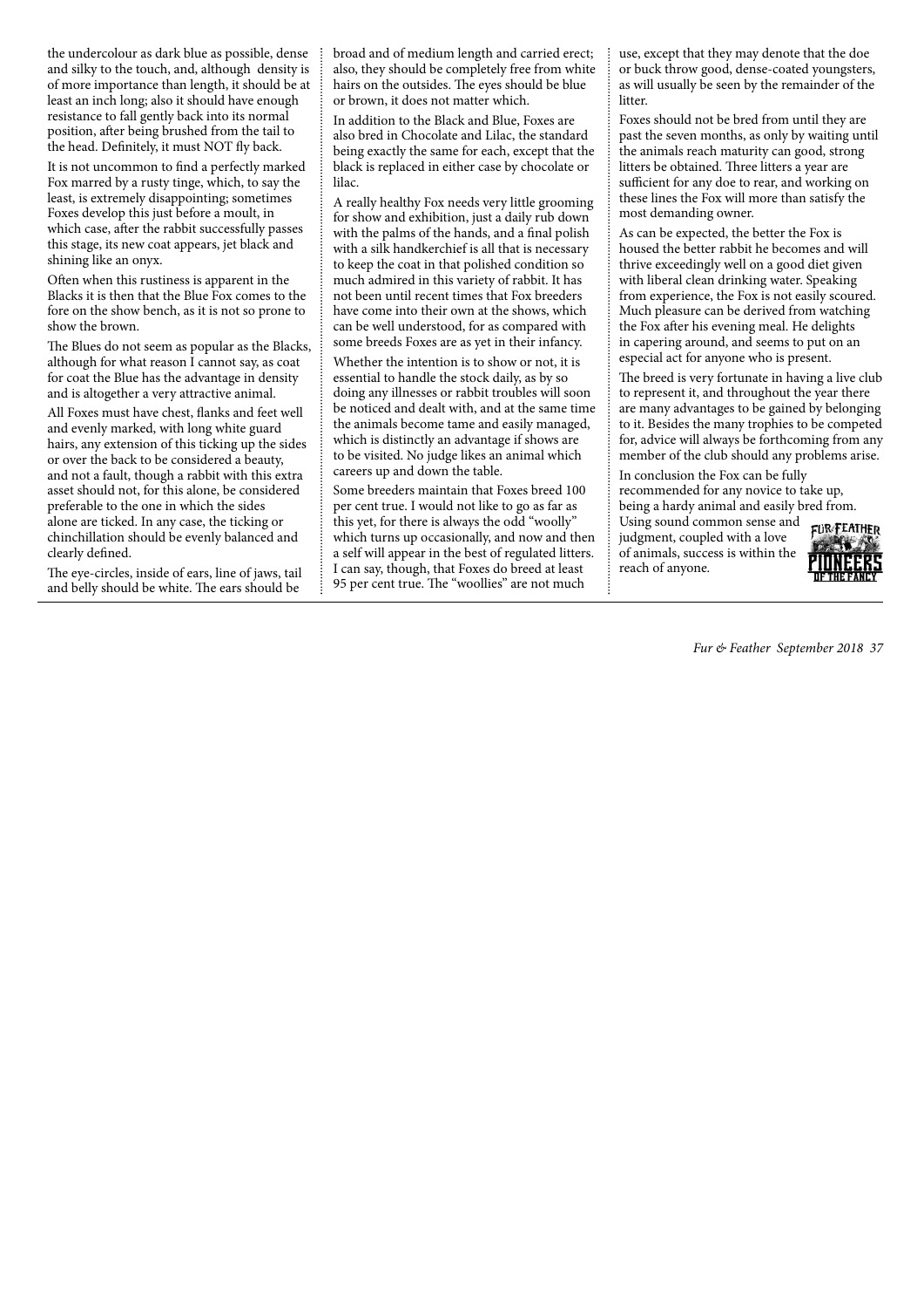the undercolour as dark blue as possible, dense and silky to the touch, and, although density is of more importance than length, it should be at least an inch long; also it should have enough resistance to fall gently back into its normal position, after being brushed from the tail to the head. Definitely, it must NOT fly back.

It is not uncommon to find a perfectly marked Fox marred by a rusty tinge, which, to say the least, is extremely disappointing; sometimes Foxes develop this just before a moult, in which case, after the rabbit successfully passes this stage, its new coat appears, jet black and shining like an onyx.

Often when this rustiness is apparent in the Blacks it is then that the Blue Fox comes to the fore on the show bench, as it is not so prone to show the brown.

The Blues do not seem as popular as the Blacks, although for what reason I cannot say, as coat for coat the Blue has the advantage in density and is altogether a very attractive animal.

All Foxes must have chest, flanks and feet well and evenly marked, with long white guard hairs, any extension of this ticking up the sides or over the back to be considered a beauty, and not a fault, though a rabbit with this extra asset should not, for this alone, be considered preferable to the one in which the sides alone are ticked. In any case, the ticking or chinchillation should be evenly balanced and clearly defined.

The eye-circles, inside of ears, line of jaws, tail and belly should be white. The ears should be broad and of medium length and carried erect; also, they should be completely free from white hairs on the outsides. The eyes should be blue or brown, it does not matter which.

In addition to the Black and Blue, Foxes are also bred in Chocolate and Lilac, the standard being exactly the same for each, except that the black is replaced in either case by chocolate or lilac.

A really healthy Fox needs very little grooming for show and exhibition, just a daily rub down with the palms of the hands, and a final polish with a silk handkerchief is all that is necessary to keep the coat in that polished condition so much admired in this variety of rabbit. It has not been until recent times that Fox breeders have come into their own at the shows, which can be well understood, for as compared with some breeds Foxes are as yet in their infancy.

Whether the intention is to show or not, it is essential to handle the stock daily, as by so doing any illnesses or rabbit troubles will soon be noticed and dealt with, and at the same time the animals become tame and easily managed, which is distinctly an advantage if shows are to be visited. No judge likes an animal which careers up and down the table.

Some breeders maintain that Foxes breed 100 per cent true. I would not like to go as far as this yet, for there is always the odd "woolly" which turns up occasionally, and now and then a self will appear in the best of regulated litters. I can say, though, that Foxes do breed at least 95 per cent true. The "woollies" are not much use, except that they may denote that the doe or buck throw good, dense-coated youngsters, as will usually be seen by the remainder of the litter.

Foxes should not be bred from until they are past the seven months, as only by waiting until the animals reach maturity can good, strong litters be obtained. Three litters a year are sufficient for any doe to rear, and working on these lines the Fox will more than satisfy the most demanding owner.

As can be expected, the better the Fox is housed the better rabbit he becomes and will thrive exceedingly well on a good diet given with liberal clean drinking water. Speaking from experience, the Fox is not easily scoured. Much pleasure can be derived from watching the Fox after his evening meal. He delights in capering around, and seems to put on an especial act for anyone who is present.

The breed is very fortunate in having a live club to represent it, and throughout the year there are many advantages to be gained by belonging to it. Besides the many trophies to be competed for, advice will always be forthcoming from any member of the club should any problems arise.

In conclusion the Fox can be fully recommended for any novice to take up, being a hardy animal and easily bred from. Using sound common sense and judgment, coupled with a love of animals, success is within the reach of anyone.